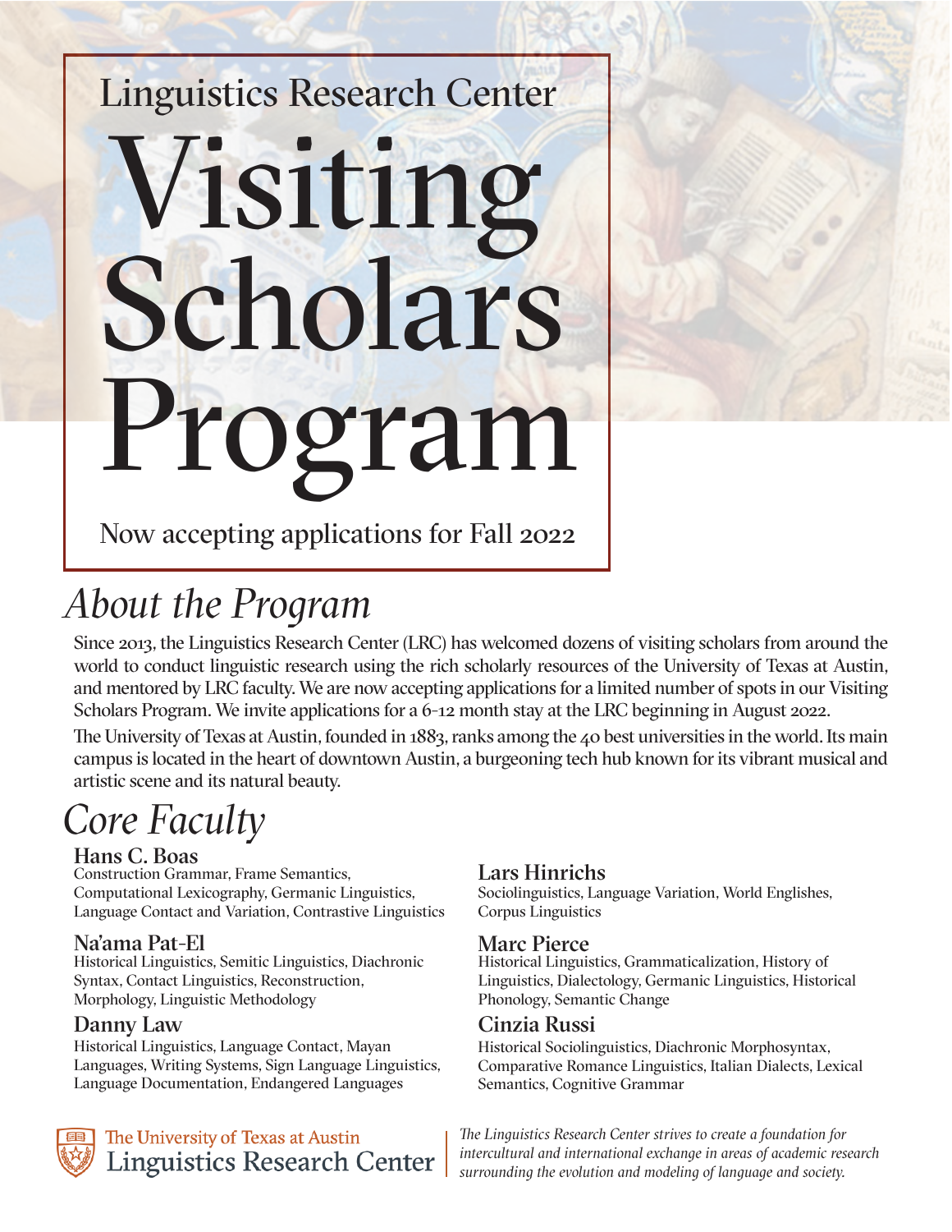Linguistics Research Center

# Visiting Scholars Program

Now accepting applications for Fall 2022

## *About the Program*

Since 2013, the Linguistics Research Center (LRC) has welcomed dozens of visiting scholars from around the world to conduct linguistic research using the rich scholarly resources of the University of Texas at Austin, and mentored by LRC faculty. We are now accepting applications for a limited number of spots in our Visiting Scholars Program. We invite applications for a 6-12 month stay at the LRC beginning in August 2022.

The University of Texas at Austin, founded in 1883, ranks among the 40 best universities in the world. Its main campus is located in the heart of downtown Austin, a burgeoning tech hub known for its vibrant musical and artistic scene and its natural beauty.

## *Core Faculty*

### Hans C. Boas
Construction Grammar, Frame Semantics, Computational Lexicography, Germanic Linguistics, Language Contact and Variation, Contrastive Linguistics

### Na'ama Pat-El
Historical Linguistics, Semitic Linguistics, Diachronic Syntax, Contact Linguistics, Reconstruction, Morphology, Linguistic Methodology

### Danny Law
Historical Linguistics, Language Contact, Mayan Languages, Writing Systems, Sign Language Linguistics, Language Documentation, Endangered Languages

### Lars Hinrichs
Sociolinguistics, Language Variation, World Englishes, Corpus Linguistics

### Marc Pierce
Historical Linguistics, Grammaticalization, History of Linguistics, Dialectology, Germanic Linguistics, Historical Phonology, Semantic Change

### Cinzia Russi
Historical Sociolinguistics, Diachronic Morphosyntax, Comparative Romance Linguistics, Italian Dialects, Lexical Semantics, Cognitive Grammar

The University of Texas at Austin
Linguistics Research Center

*The Linguistics Research Center strives to create a foundation for intercultural and international exchange in areas of academic research surrounding the evolution and modeling of language and society.*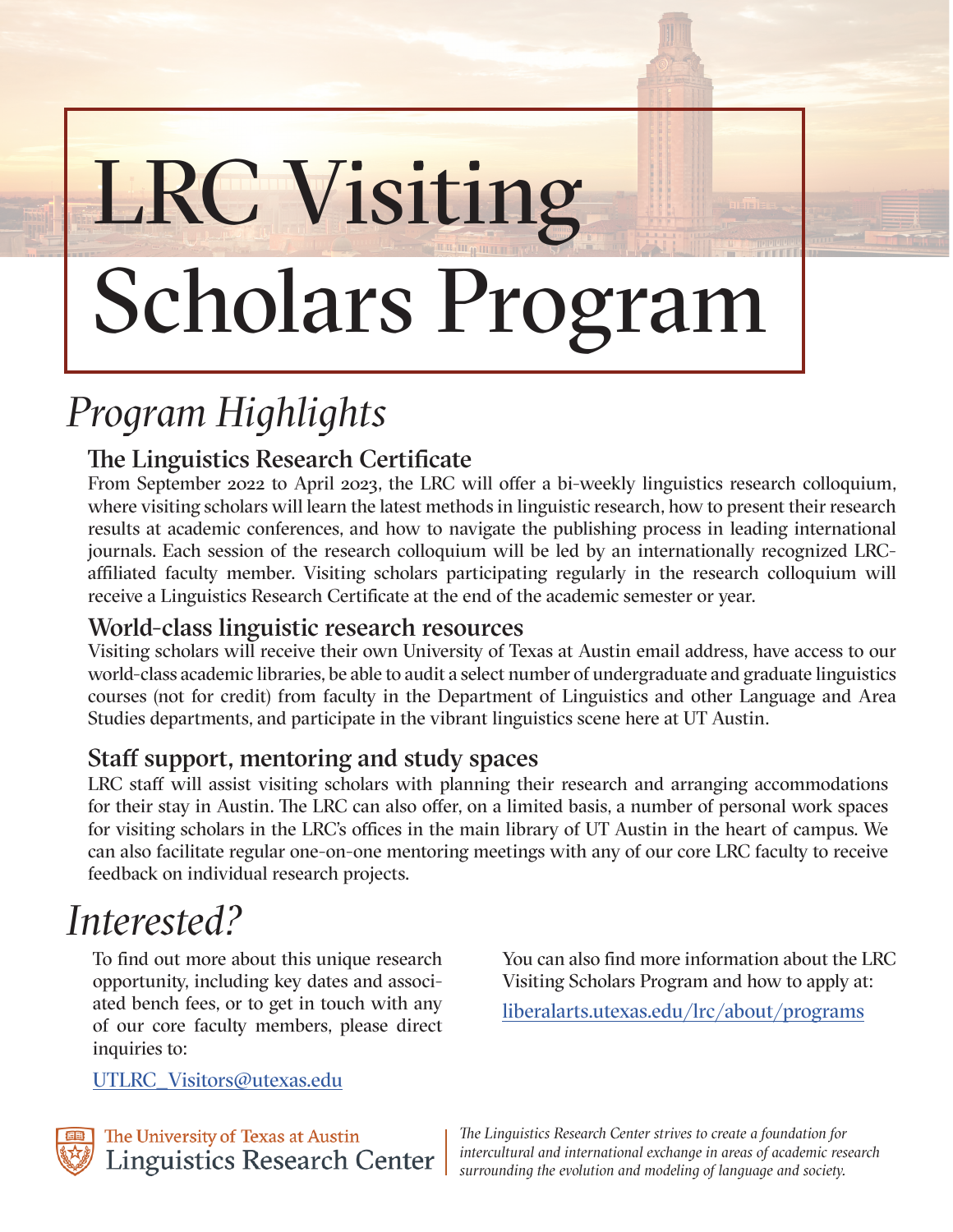# LRC Visiting Scholars Program

## *Program Highlights*

### The Linguistics Research Certificate

From September 2022 to April 2023, the LRC will offer a bi-weekly linguistics research colloquium, where visiting scholars will learn the latest methods in linguistic research, how to present their research results at academic conferences, and how to navigate the publishing process in leading international journals. Each session of the research colloquium will be led by an internationally recognized LRC-affiliated faculty member. Visiting scholars participating regularly in the research colloquium will receive a Linguistics Research Certificate at the end of the academic semester or year.

### World-class linguistic research resources

Visiting scholars will receive their own University of Texas at Austin email address, have access to our world-class academic libraries, be able to audit a select number of undergraduate and graduate linguistics courses (not for credit) from faculty in the Department of Linguistics and other Language and Area Studies departments, and participate in the vibrant linguistics scene here at UT Austin.

### Staff support, mentoring and study spaces

LRC staff will assist visiting scholars with planning their research and arranging accommodations for their stay in Austin. The LRC can also offer, on a limited basis, a number of personal work spaces for visiting scholars in the LRC's offices in the main library of UT Austin in the heart of campus. We can also facilitate regular one-on-one mentoring meetings with any of our core LRC faculty to receive feedback on individual research projects.

## *Interested?*

To find out more about this unique research opportunity, including key dates and associated bench fees, or to get in touch with any of our core faculty members, please direct inquiries to:

UTLRC_Visitors@utexas.edu

You can also find more information about the LRC Visiting Scholars Program and how to apply at:

liberalarts.utexas.edu/lrc/about/programs

The University of Texas at Austin
Linguistics Research Center

*The Linguistics Research Center strives to create a foundation for intercultural and international exchange in areas of academic research surrounding the evolution and modeling of language and society.*